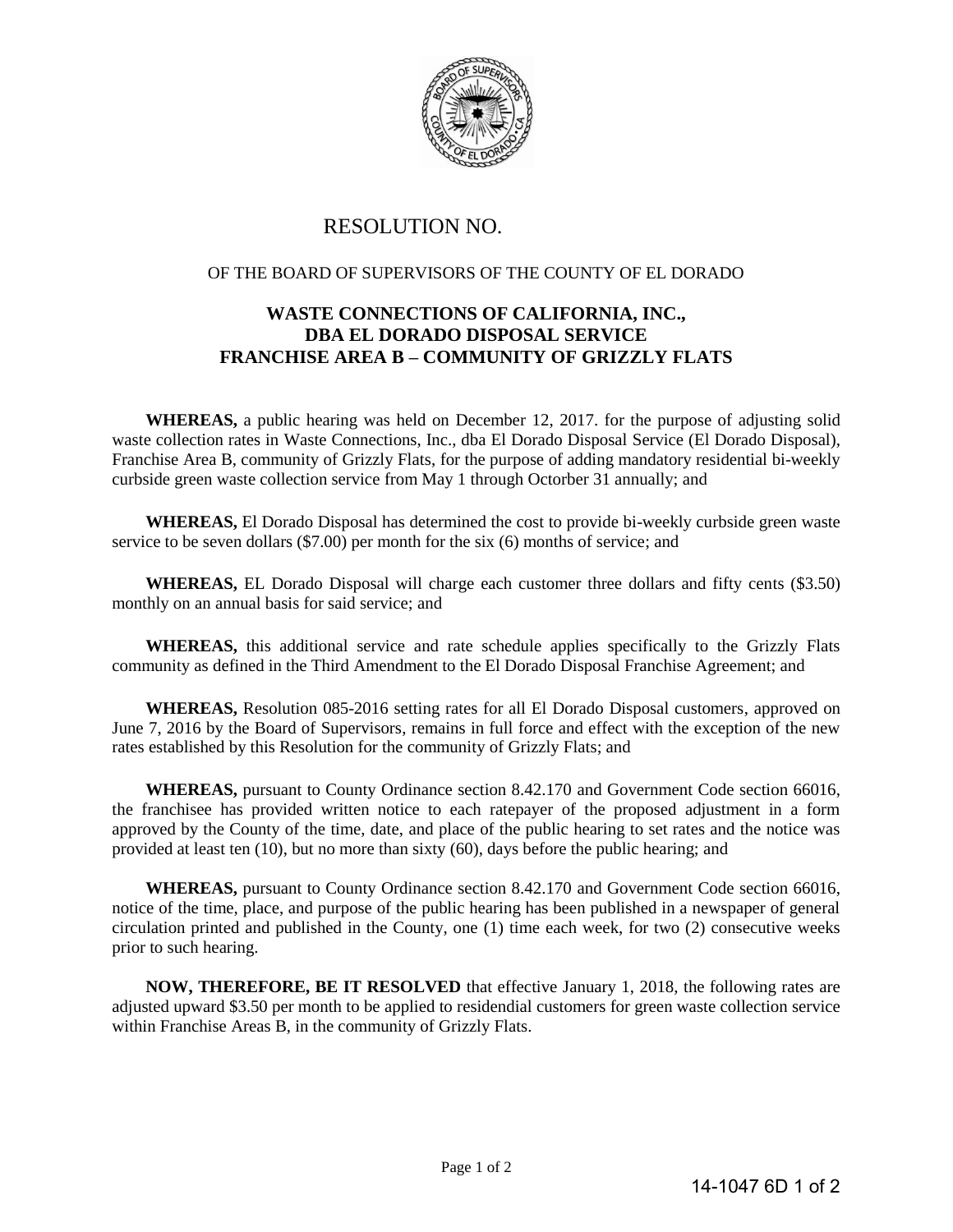# RESOLUTION NO.

OF THE BOARD OF SUPERVISORS OF THE COUNTY OF EL DORADO

## WASTE CONNECTIONS OF CALIFORNIA, INC., DBA EL DORADO DISPOSAL SERVICE FRANCHISE AREA B – COMMUNITY OF GRIZZLY FLATS

**WHEREAS,** a public hearing was held on December 12, 2017. for the purpose of adjusting solid waste collection rates in Waste Connections, Inc., dba El Dorado Disposal Service (El Dorado Disposal), Franchise Area B, community of Grizzly Flats, for the purpose of adding mandatory residential bi-weekly curbside green waste collection service from May 1 through Octorber 31 annually; and

**WHEREAS,** El Dorado Disposal has determined the cost to provide bi-weekly curbside green waste service to be seven dollars ($7.00) per month for the six (6) months of service; and

**WHEREAS,** EL Dorado Disposal will charge each customer three dollars and fifty cents ($3.50) monthly on an annual basis for said service; and

**WHEREAS,** this additional service and rate schedule applies specifically to the Grizzly Flats community as defined in the Third Amendment to the El Dorado Disposal Franchise Agreement; and

**WHEREAS,** Resolution 085-2016 setting rates for all El Dorado Disposal customers, approved on June 7, 2016 by the Board of Supervisors, remains in full force and effect with the exception of the new rates established by this Resolution for the community of Grizzly Flats; and

**WHEREAS,** pursuant to County Ordinance section 8.42.170 and Government Code section 66016, the franchisee has provided written notice to each ratepayer of the proposed adjustment in a form approved by the County of the time, date, and place of the public hearing to set rates and the notice was provided at least ten (10), but no more than sixty (60), days before the public hearing; and

**WHEREAS,** pursuant to County Ordinance section 8.42.170 and Government Code section 66016, notice of the time, place, and purpose of the public hearing has been published in a newspaper of general circulation printed and published in the County, one (1) time each week, for two (2) consecutive weeks prior to such hearing.

**NOW, THEREFORE, BE IT RESOLVED** that effective January 1, 2018, the following rates are adjusted upward $3.50 per month to be applied to residendial customers for green waste collection service within Franchise Areas B, in the community of Grizzly Flats.

14-1047 6D 1 of 2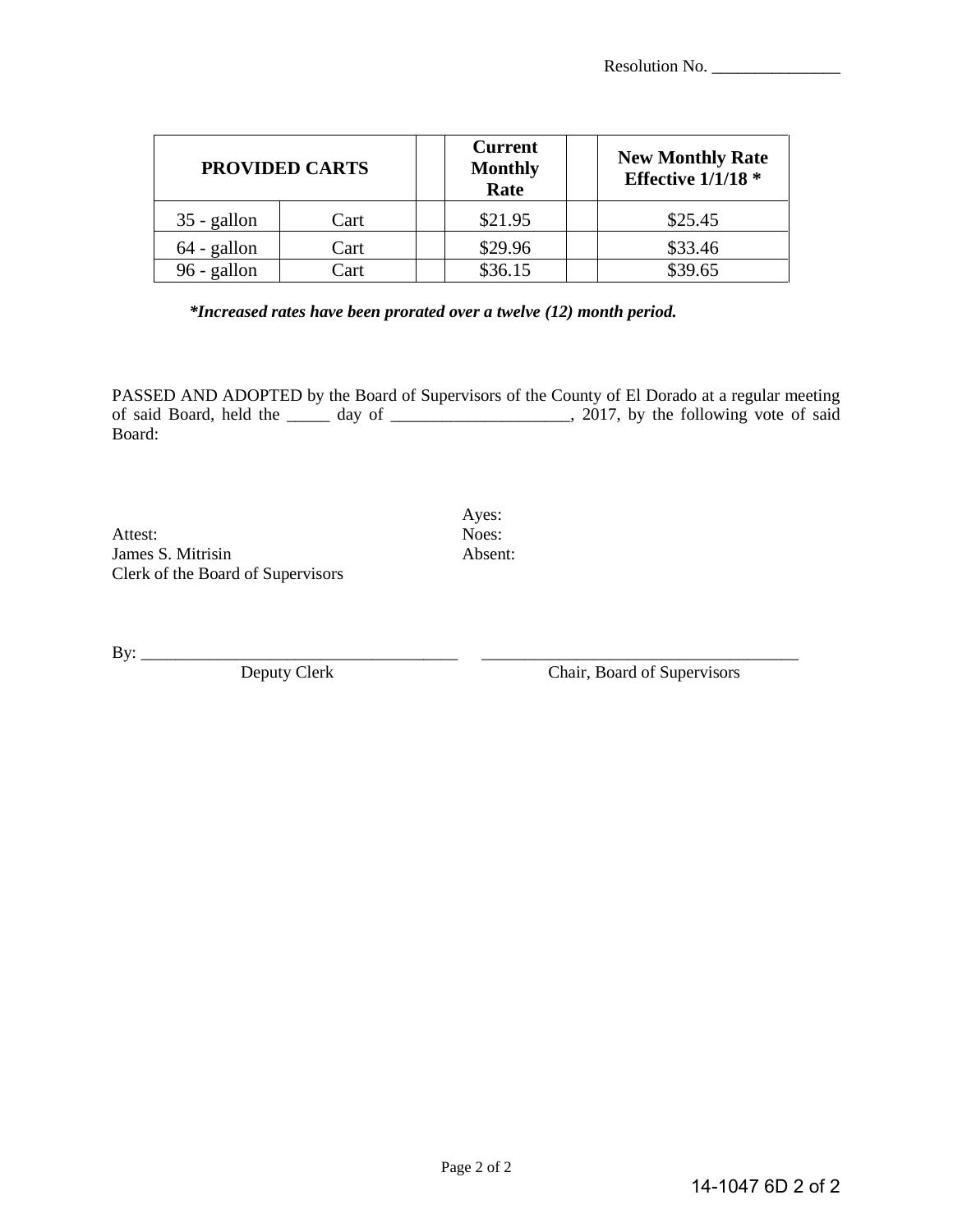Resolution No. _______________

| PROVIDED CARTS | | | Current Monthly Rate | | New Monthly Rate Effective 1/1/18 * |
|---|---|---|---|---|---|
| 35 - gallon | Cart | | $21.95 | | $25.45 |
| 64 - gallon | Cart | | $29.96 | | $33.46 |
| 96 - gallon | Cart | | $36.15 | | $39.65 |

***Increased rates have been prorated over a twelve (12) month period.***

PASSED AND ADOPTED by the Board of Supervisors of the County of El Dorado at a regular meeting of said Board, held the _____ day of _____________________, 2017, by the following vote of said Board:

Ayes:
Noes:
Absent:

Attest:
James S. Mitrisin
Clerk of the Board of Supervisors

By: ______________________________________
Deputy Clerk

______________________________________
Chair, Board of Supervisors

14-1047 6D 2 of 2